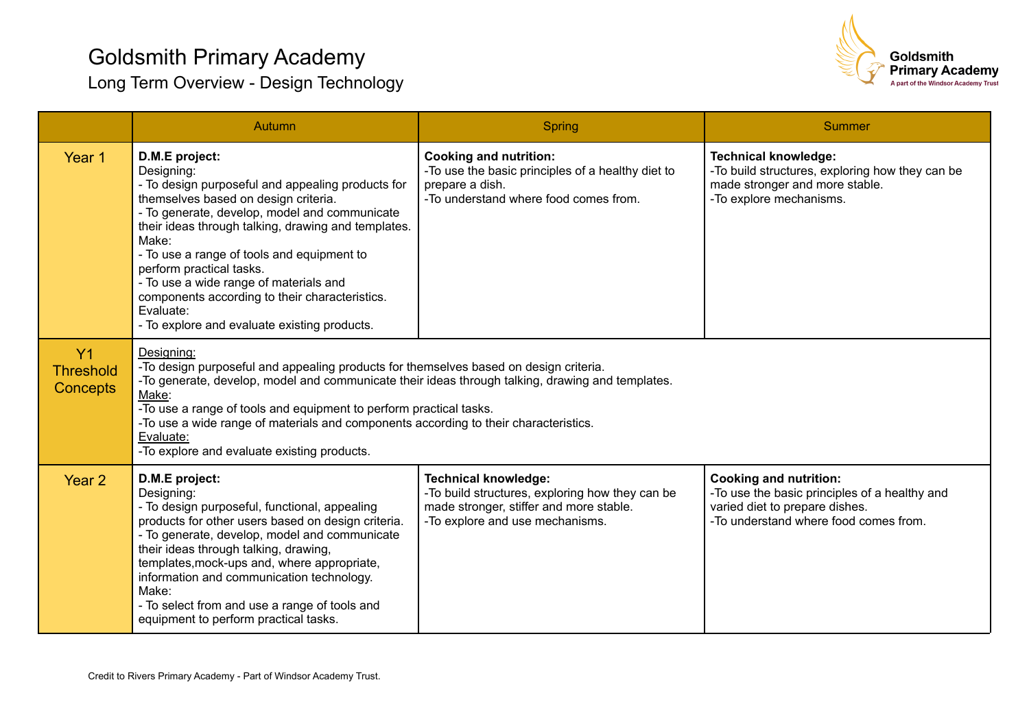# Goldsmith Primary Academy

## Long Term Overview - Design Technology

| | Autumn | Spring | Summer |
|---|---|---|---|
| Year 1 | **D.M.E project:**<br>Designing:<br>- To design purposeful and appealing products for themselves based on design criteria.<br>- To generate, develop, model and communicate their ideas through talking, drawing and templates.<br>Make:<br>- To use a range of tools and equipment to perform practical tasks.<br>- To use a wide range of materials and components according to their characteristics.<br>Evaluate:<br>- To explore and evaluate existing products. | **Cooking and nutrition:**<br>-To use the basic principles of a healthy diet to prepare a dish.<br>-To understand where food comes from. | **Technical knowledge:**<br>-To build structures, exploring how they can be made stronger and more stable.<br>-To explore mechanisms. |
| Y1 Threshold Concepts | Designing:<br>-To design purposeful and appealing products for themselves based on design criteria.<br>-To generate, develop, model and communicate their ideas through talking, drawing and templates.<br>Make:<br>-To use a range of tools and equipment to perform practical tasks.<br>-To use a wide range of materials and components according to their characteristics.<br>Evaluate:<br>-To explore and evaluate existing products. | | |
| Year 2 | **D.M.E project:**<br>Designing:<br>- To design purposeful, functional, appealing products for other users based on design criteria.<br>- To generate, develop, model and communicate their ideas through talking, drawing, templates,mock-ups and, where appropriate, information and communication technology.<br>Make:<br>- To select from and use a range of tools and equipment to perform practical tasks. | **Technical knowledge:**<br>-To build structures, exploring how they can be made stronger, stiffer and more stable.<br>-To explore and use mechanisms. | **Cooking and nutrition:**<br>-To use the basic principles of a healthy and varied diet to prepare dishes.<br>-To understand where food comes from. |

Credit to Rivers Primary Academy - Part of Windsor Academy Trust.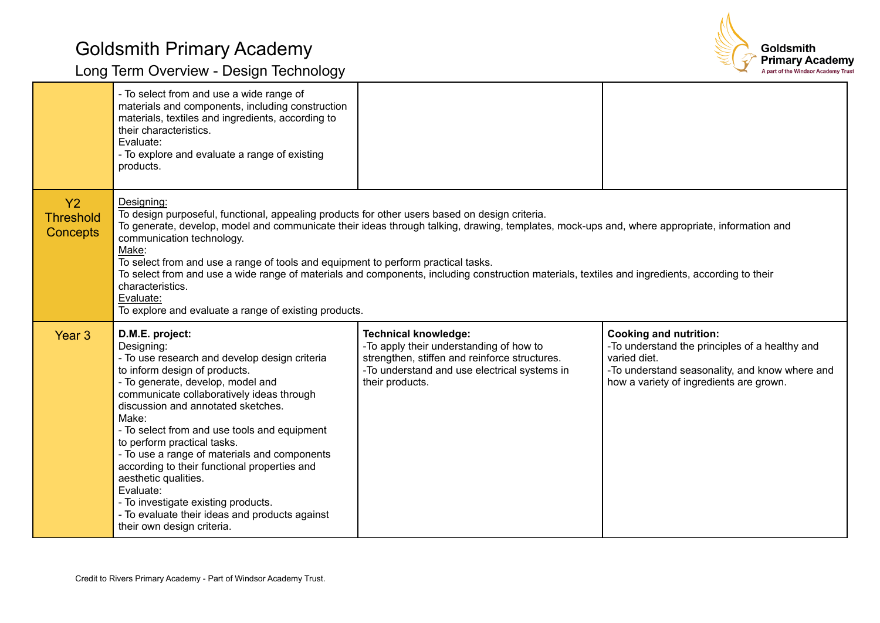# Goldsmith Primary Academy

## Long Term Overview - Design Technology

| | | | |
|---|---|---|---|
| | - To select from and use a wide range of materials and components, including construction materials, textiles and ingredients, according to their characteristics.<br>Evaluate:<br>- To explore and evaluate a range of existing products. | | |
| Y2 Threshold Concepts | <u>Designing:</u><br>To design purposeful, functional, appealing products for other users based on design criteria.<br>To generate, develop, model and communicate their ideas through talking, drawing, templates, mock-ups and, where appropriate, information and communication technology.<br><u>Make</u>:<br>To select from and use a range of tools and equipment to perform practical tasks.<br>To select from and use a wide range of materials and components, including construction materials, textiles and ingredients, according to their characteristics.<br><u>Evaluate:</u><br>To explore and evaluate a range of existing products. | | |
| Year 3 | **D.M.E. project:**<br>Designing:<br>- To use research and develop design criteria to inform design of products.<br>- To generate, develop, model and communicate collaboratively ideas through discussion and annotated sketches.<br>Make:<br>- To select from and use tools and equipment to perform practical tasks.<br>- To use a range of materials and components according to their functional properties and aesthetic qualities.<br>Evaluate:<br>- To investigate existing products.<br>- To evaluate their ideas and products against their own design criteria. | **Technical knowledge:**<br>-To apply their understanding of how to strengthen, stiffen and reinforce structures.<br>-To understand and use electrical systems in their products. | **Cooking and nutrition:**<br>-To understand the principles of a healthy and varied diet.<br>-To understand seasonality, and know where and how a variety of ingredients are grown. |

Credit to Rivers Primary Academy - Part of Windsor Academy Trust.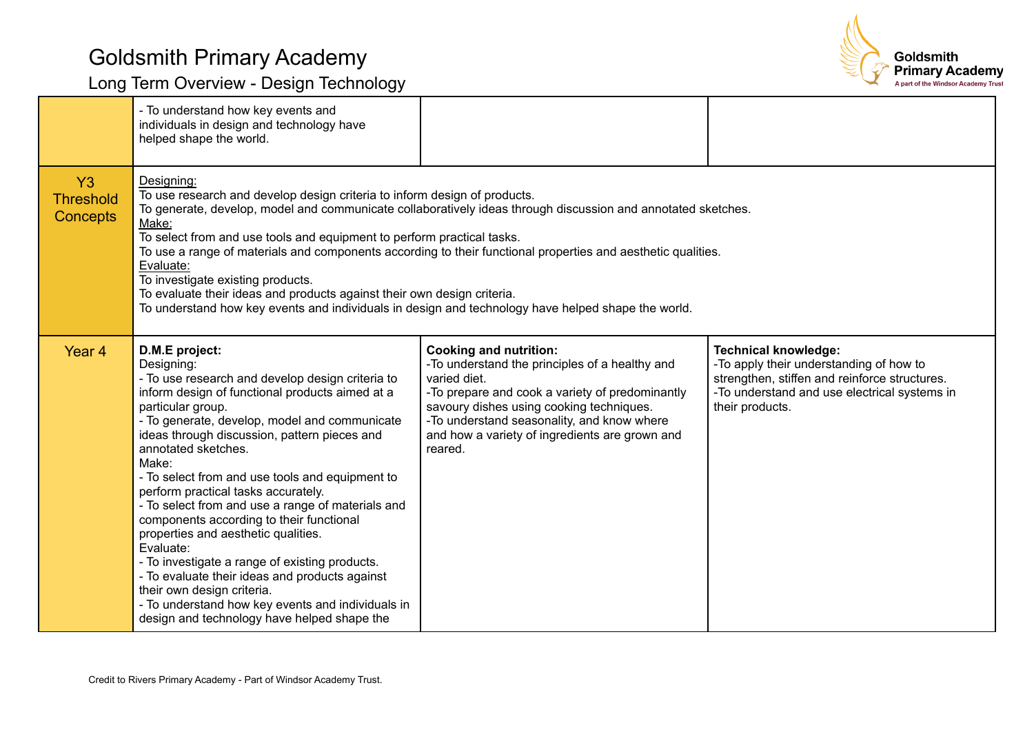# Goldsmith Primary Academy

## Long Term Overview - Design Technology

| | | | |
|---|---|---|---|
| | - To understand how key events and individuals in design and technology have helped shape the world. | | |
| Y3 Threshold Concepts | Designing:<br>To use research and develop design criteria to inform design of products.<br>To generate, develop, model and communicate collaboratively ideas through discussion and annotated sketches.<br>Make:<br>To select from and use tools and equipment to perform practical tasks.<br>To use a range of materials and components according to their functional properties and aesthetic qualities.<br>Evaluate:<br>To investigate existing products.<br>To evaluate their ideas and products against their own design criteria.<br>To understand how key events and individuals in design and technology have helped shape the world. | | |
| Year 4 | **D.M.E project:**<br>Designing:<br>- To use research and develop design criteria to inform design of functional products aimed at a particular group.<br>- To generate, develop, model and communicate ideas through discussion, pattern pieces and annotated sketches.<br>Make:<br>- To select from and use tools and equipment to perform practical tasks accurately.<br>- To select from and use a range of materials and components according to their functional properties and aesthetic qualities.<br>Evaluate:<br>- To investigate a range of existing products.<br>- To evaluate their ideas and products against their own design criteria.<br>- To understand how key events and individuals in design and technology have helped shape the | **Cooking and nutrition:**<br>-To understand the principles of a healthy and varied diet.<br>-To prepare and cook a variety of predominantly savoury dishes using cooking techniques.<br>-To understand seasonality, and know where and how a variety of ingredients are grown and reared. | **Technical knowledge:**<br>-To apply their understanding of how to strengthen, stiffen and reinforce structures.<br>-To understand and use electrical systems in their products. |

Credit to Rivers Primary Academy - Part of Windsor Academy Trust.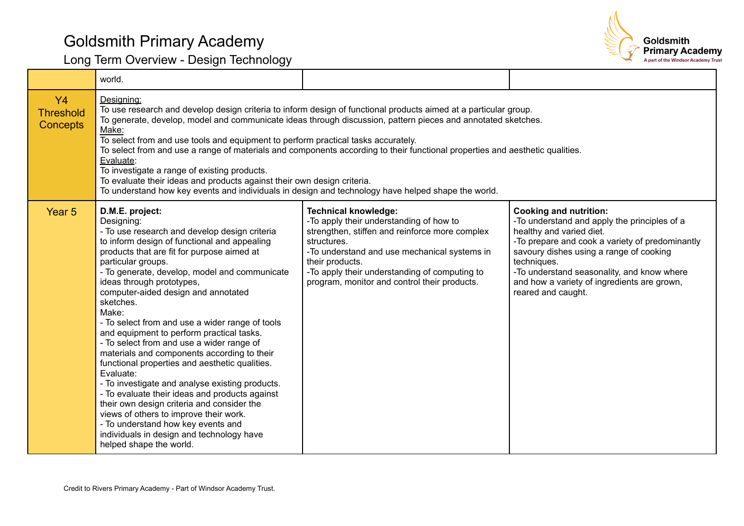# Goldsmith Primary Academy

## Long Term Overview - Design Technology

| | | | |
|---|---|---|---|
| | world. | | |
| **Y4 Threshold Concepts** | Designing:<br>To use research and develop design criteria to inform design of functional products aimed at a particular group.<br>To generate, develop, model and communicate ideas through discussion, pattern pieces and annotated sketches.<br>Make:<br>To select from and use tools and equipment to perform practical tasks accurately.<br>To select from and use a range of materials and components according to their functional properties and aesthetic qualities.<br>Evaluate:<br>To investigate a range of existing products.<br>To evaluate their ideas and products against their own design criteria.<br>To understand how key events and individuals in design and technology have helped shape the world. | | |
| **Year 5** | **D.M.E. project:**<br>Designing:<br>- To use research and develop design criteria to inform design of functional and appealing products that are fit for purpose aimed at particular groups.<br>- To generate, develop, model and communicate ideas through prototypes, computer-aided design and annotated sketches.<br>Make:<br>- To select from and use a wider range of tools and equipment to perform practical tasks.<br>- To select from and use a wider range of materials and components according to their functional properties and aesthetic qualities.<br>Evaluate:<br>- To investigate and analyse existing products.<br>- To evaluate their ideas and products against their own design criteria and consider the views of others to improve their work.<br>- To understand how key events and individuals in design and technology have helped shape the world. | **Technical knowledge:**<br>-To apply their understanding of how to strengthen, stiffen and reinforce more complex structures.<br>-To understand and use mechanical systems in their products.<br>-To apply their understanding of computing to program, monitor and control their products. | **Cooking and nutrition:**<br>-To understand and apply the principles of a healthy and varied diet.<br>-To prepare and cook a variety of predominantly savoury dishes using a range of cooking techniques.<br>-To understand seasonality, and know where and how a variety of ingredients are grown, reared and caught. |

Credit to Rivers Primary Academy - Part of Windsor Academy Trust.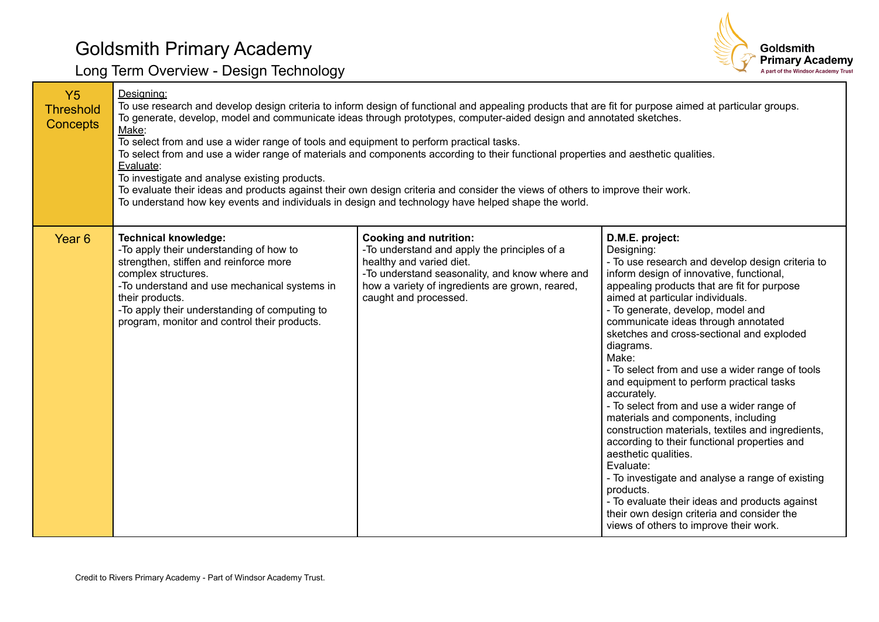# Goldsmith Primary Academy

## Long Term Overview - Design Technology

| | | | |
|---|---|---|---|
| Y5 Threshold Concepts | Designing:<br>To use research and develop design criteria to inform design of functional and appealing products that are fit for purpose aimed at particular groups.<br>To generate, develop, model and communicate ideas through prototypes, computer-aided design and annotated sketches.<br>Make:<br>To select from and use a wider range of tools and equipment to perform practical tasks.<br>To select from and use a wider range of materials and components according to their functional properties and aesthetic qualities.<br>Evaluate:<br>To investigate and analyse existing products.<br>To evaluate their ideas and products against their own design criteria and consider the views of others to improve their work.<br>To understand how key events and individuals in design and technology have helped shape the world. | | |
| Year 6 | **Technical knowledge:**<br>-To apply their understanding of how to strengthen, stiffen and reinforce more complex structures.<br>-To understand and use mechanical systems in their products.<br>-To apply their understanding of computing to program, monitor and control their products. | **Cooking and nutrition:**<br>-To understand and apply the principles of a healthy and varied diet.<br>-To understand seasonality, and know where and how a variety of ingredients are grown, reared, caught and processed. | **D.M.E. project:**<br>Designing:<br>- To use research and develop design criteria to inform design of innovative, functional, appealing products that are fit for purpose aimed at particular individuals.<br>- To generate, develop, model and communicate ideas through annotated sketches and cross-sectional and exploded diagrams.<br>Make:<br>- To select from and use a wider range of tools and equipment to perform practical tasks accurately.<br>- To select from and use a wider range of materials and components, including construction materials, textiles and ingredients, according to their functional properties and aesthetic qualities.<br>Evaluate:<br>- To investigate and analyse a range of existing products.<br>- To evaluate their ideas and products against their own design criteria and consider the views of others to improve their work. |

Credit to Rivers Primary Academy - Part of Windsor Academy Trust.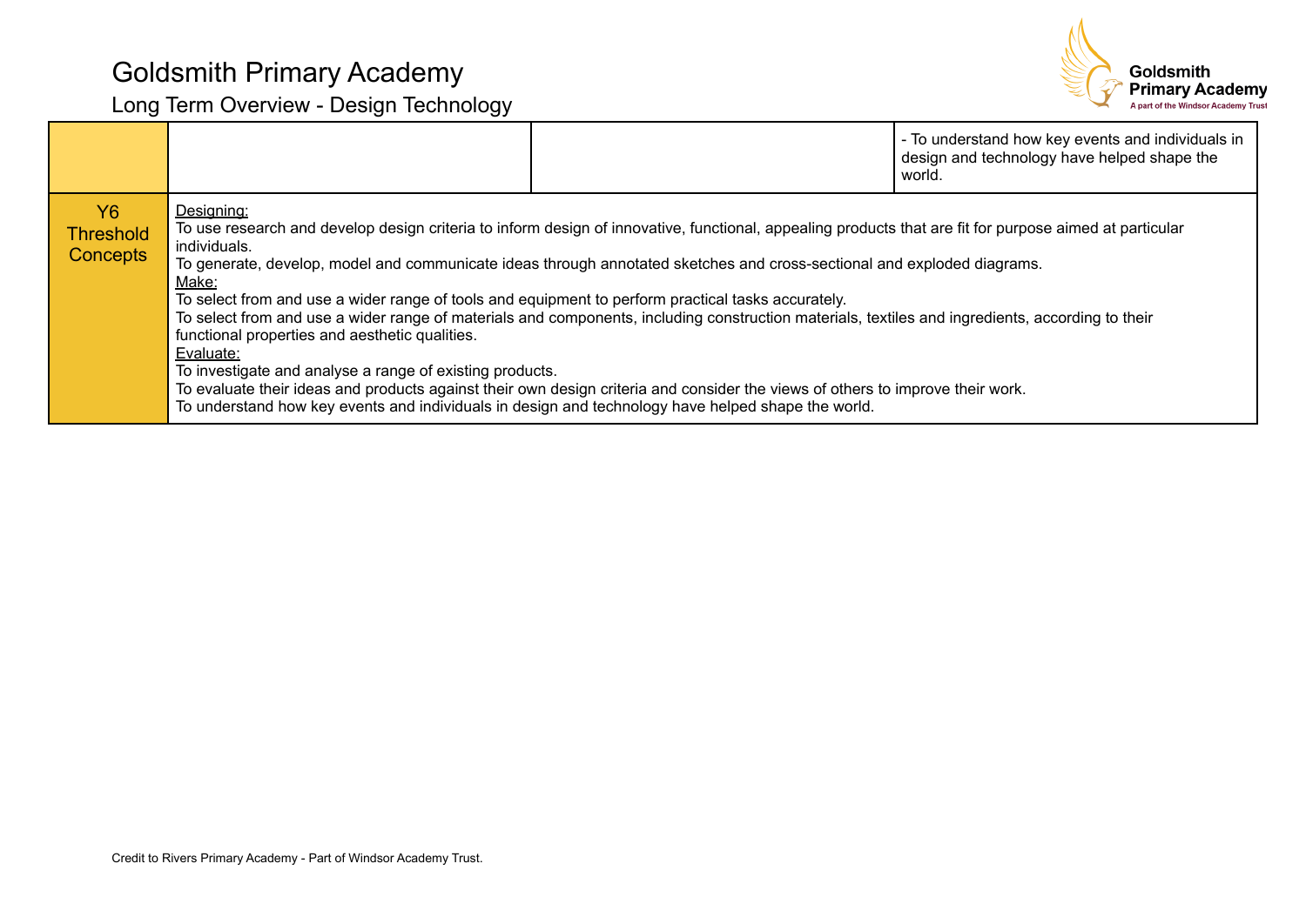# Goldsmith Primary Academy

## Long Term Overview - Design Technology

| | | | |
|---|---|---|---|
| | | | - To understand how key events and individuals in design and technology have helped shape the world. |
| Y6 Threshold Concepts | Designing:<br>To use research and develop design criteria to inform design of innovative, functional, appealing products that are fit for purpose aimed at particular individuals.<br>To generate, develop, model and communicate ideas through annotated sketches and cross-sectional and exploded diagrams.<br>Make:<br>To select from and use a wider range of tools and equipment to perform practical tasks accurately.<br>To select from and use a wider range of materials and components, including construction materials, textiles and ingredients, according to their functional properties and aesthetic qualities.<br>Evaluate:<br>To investigate and analyse a range of existing products.<br>To evaluate their ideas and products against their own design criteria and consider the views of others to improve their work.<br>To understand how key events and individuals in design and technology have helped shape the world. | | |

Credit to Rivers Primary Academy - Part of Windsor Academy Trust.